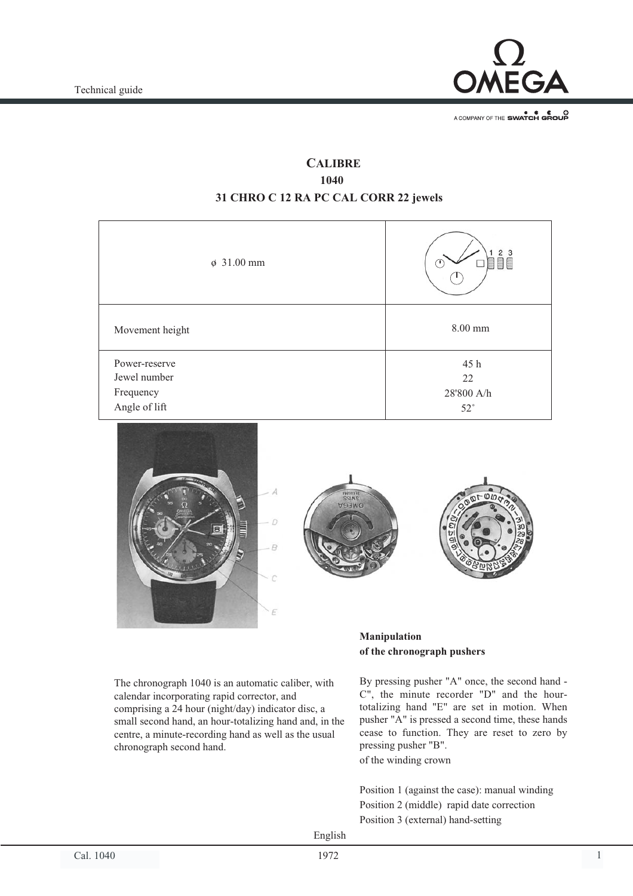# CALIBRE
## 1040
### 31 CHRO C 12 RA PC CAL CORR 22 jewels

| ø 31.00 mm | |
|---|---|
| Movement height | 8.00 mm |
| Power-reserve<br>Jewel number<br>Frequency<br>Angle of lift | 45 h<br>22<br>28'800 A/h<br>52° |

The chronograph 1040 is an automatic caliber, with calendar incorporating rapid corrector, and comprising a 24 hour (night/day) indicator disc, a small second hand, an hour-totalizing hand and, in the centre, a minute-recording hand as well as the usual chronograph second hand.

**Manipulation**
**of the chronograph pushers**

By pressing pusher "A" once, the second hand -C", the minute recorder "D" and the hour-totalizing hand "E" are set in motion. When pusher "A" is pressed a second time, these hands cease to function. They are reset to zero by pressing pusher "B".

of the winding crown

Position 1 (against the case): manual winding
Position 2 (middle) rapid date correction
Position 3 (external) hand-setting

English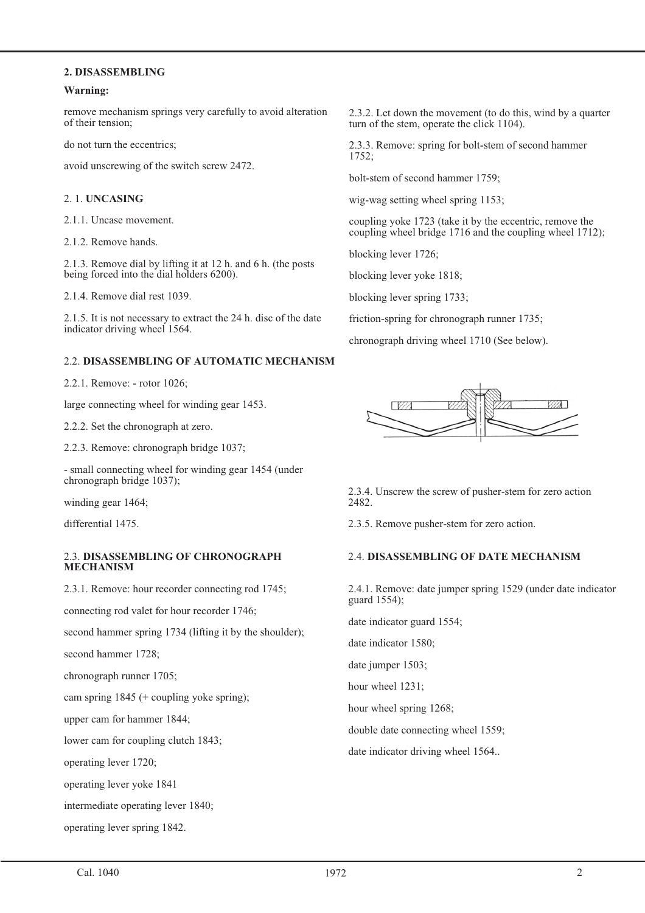## 2. DISASSEMBLING

**Warning:**

remove mechanism springs very carefully to avoid alteration of their tension;

do not turn the eccentrics;

avoid unscrewing of the switch screw 2472.

### 2. 1. UNCASING

2.1.1. Uncase movement.

2.1.2. Remove hands.

2.1.3. Remove dial by lifting it at 12 h. and 6 h. (the posts being forced into the dial holders 6200).

2.1.4. Remove dial rest 1039.

2.1.5. It is not necessary to extract the 24 h. disc of the date indicator driving wheel 1564.

### 2.2. DISASSEMBLING OF AUTOMATIC MECHANISM

2.2.1. Remove: - rotor 1026;

large connecting wheel for winding gear 1453.

2.2.2. Set the chronograph at zero.

2.2.3. Remove: chronograph bridge 1037;

- small connecting wheel for winding gear 1454 (under chronograph bridge 1037);

winding gear 1464;

differential 1475.

### 2.3. DISASSEMBLING OF CHRONOGRAPH MECHANISM

2.3.1. Remove: hour recorder connecting rod 1745;

connecting rod valet for hour recorder 1746;

second hammer spring 1734 (lifting it by the shoulder);

second hammer 1728;

chronograph runner 1705;

cam spring 1845 (+ coupling yoke spring);

upper cam for hammer 1844;

lower cam for coupling clutch 1843;

operating lever 1720;

operating lever yoke 1841

intermediate operating lever 1840;

operating lever spring 1842.

2.3.2. Let down the movement (to do this, wind by a quarter turn of the stem, operate the click 1104).

2.3.3. Remove: spring for bolt-stem of second hammer 1752;

bolt-stem of second hammer 1759;

wig-wag setting wheel spring 1153;

coupling yoke 1723 (take it by the eccentric, remove the coupling wheel bridge 1716 and the coupling wheel 1712);

blocking lever 1726;

blocking lever yoke 1818;

blocking lever spring 1733;

friction-spring for chronograph runner 1735;

chronograph driving wheel 1710 (See below).

2.3.4. Unscrew the screw of pusher-stem for zero action 2482.

2.3.5. Remove pusher-stem for zero action.

### 2.4. DISASSEMBLING OF DATE MECHANISM

2.4.1. Remove: date jumper spring 1529 (under date indicator guard 1554);

date indicator guard 1554;

date indicator 1580;

date jumper 1503;

hour wheel 1231;

hour wheel spring 1268;

double date connecting wheel 1559;

date indicator driving wheel 1564..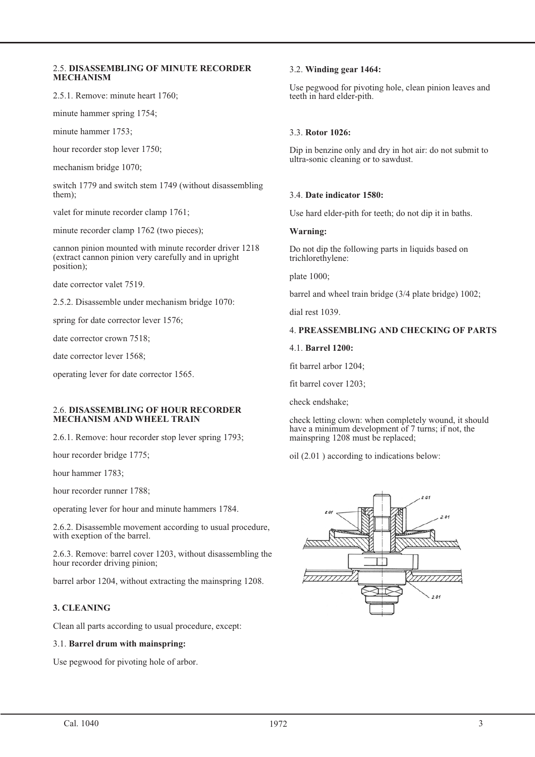2.5. **DISASSEMBLING OF MINUTE RECORDER MECHANISM**

2.5.1. Remove: minute heart 1760;

minute hammer spring 1754;

minute hammer 1753;

hour recorder stop lever 1750;

mechanism bridge 1070;

switch 1779 and switch stem 1749 (without disassembling them);

valet for minute recorder clamp 1761;

minute recorder clamp 1762 (two pieces);

cannon pinion mounted with minute recorder driver 1218 (extract cannon pinion very carefully and in upright position);

date corrector valet 7519.

2.5.2. Disassemble under mechanism bridge 1070:

spring for date corrector lever 1576;

date corrector crown 7518;

date corrector lever 1568;

operating lever for date corrector 1565.

2.6. **DISASSEMBLING OF HOUR RECORDER MECHANISM AND WHEEL TRAIN**

2.6.1. Remove: hour recorder stop lever spring 1793;

hour recorder bridge 1775;

hour hammer 1783;

hour recorder runner 1788;

operating lever for hour and minute hammers 1784.

2.6.2. Disassemble movement according to usual procedure, with exeption of the barrel.

2.6.3. Remove: barrel cover 1203, without disassembling the hour recorder driving pinion;

barrel arbor 1204, without extracting the mainspring 1208.

**3. CLEANING**

Clean all parts according to usual procedure, except:

3.1. **Barrel drum with mainspring:**

Use pegwood for pivoting hole of arbor.

3.2. **Winding gear 1464:**

Use pegwood for pivoting hole, clean pinion leaves and teeth in hard elder-pith.

3.3. **Rotor 1026:**

Dip in benzine only and dry in hot air: do not submit to ultra-sonic cleaning or to sawdust.

3.4. **Date indicator 1580:**

Use hard elder-pith for teeth; do not dip it in baths.

**Warning:**

Do not dip the following parts in liquids based on trichlorethylene:

plate 1000;

barrel and wheel train bridge (3/4 plate bridge) 1002;

dial rest 1039.

4. **PREASSEMBLING AND CHECKING OF PARTS**

4.1. **Barrel 1200:**

fit barrel arbor 1204;

fit barrel cover 1203;

check endshake;

check letting clown: when completely wound, it should have a minimum development of 7 turns; if not, the mainspring 1208 must be replaced;

oil (2.01 ) according to indications below: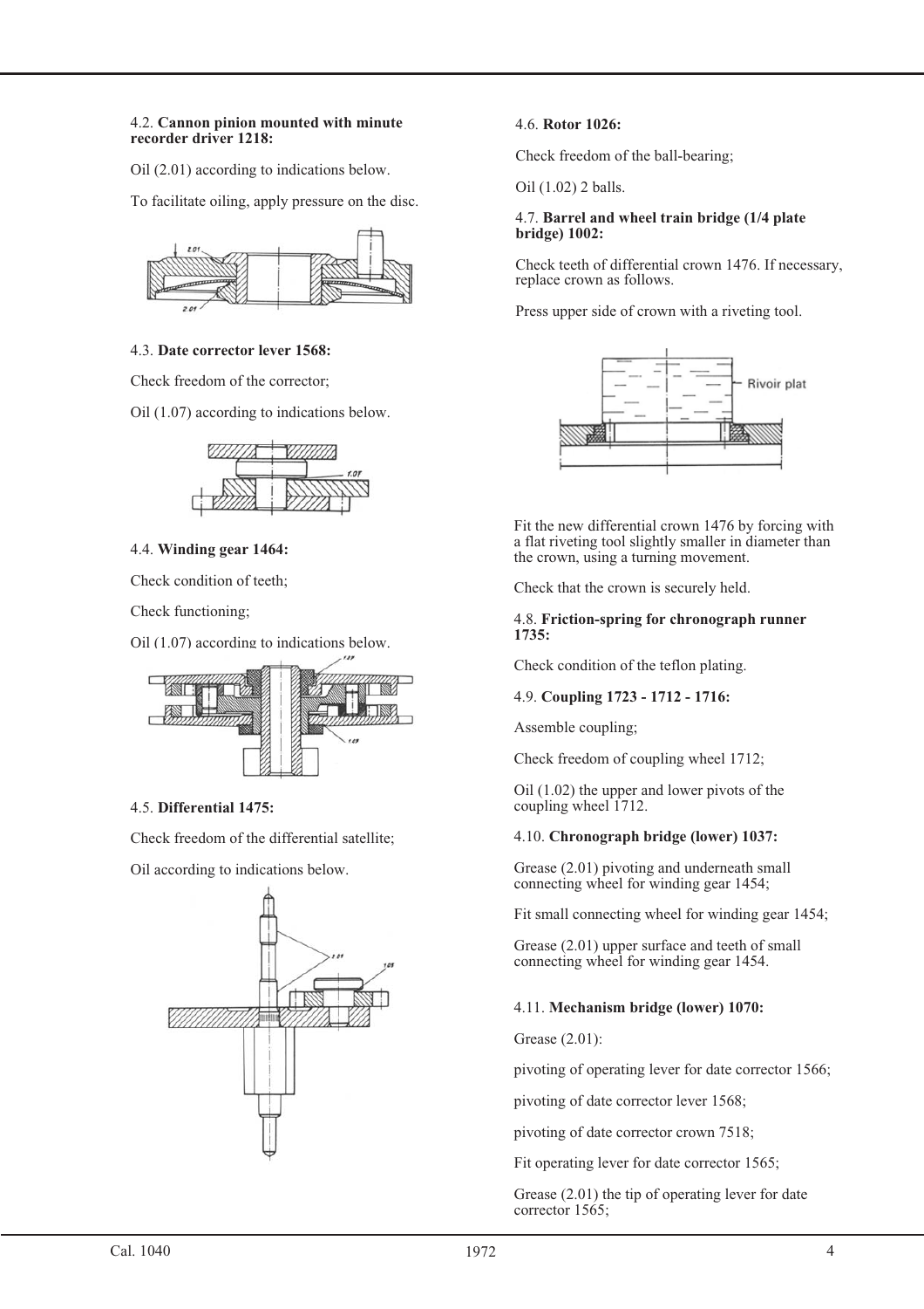4.2. **Cannon pinion mounted with minute recorder driver 1218:**

Oil (2.01) according to indications below.

To facilitate oiling, apply pressure on the disc.

4.3. **Date corrector lever 1568:**

Check freedom of the corrector;

Oil (1.07) according to indications below.

4.4. **Winding gear 1464:**

Check condition of teeth;

Check functioning;

Oil (1.07) according to indications below.

4.5. **Differential 1475:**

Check freedom of the differential satellite;

Oil according to indications below.

4.6. **Rotor 1026:**

Check freedom of the ball-bearing;

Oil (1.02) 2 balls.

4.7. **Barrel and wheel train bridge (1/4 plate bridge) 1002:**

Check teeth of differential crown 1476. If necessary, replace crown as follows.

Press upper side of crown with a riveting tool.

Fit the new differential crown 1476 by forcing with a flat riveting tool slightly smaller in diameter than the crown, using a turning movement.

Check that the crown is securely held.

4.8. **Friction-spring for chronograph runner 1735:**

Check condition of the teflon plating.

4.9. **Coupling 1723 - 1712 - 1716:**

Assemble coupling;

Check freedom of coupling wheel 1712;

Oil (1.02) the upper and lower pivots of the coupling wheel 1712.

4.10. **Chronograph bridge (lower) 1037:**

Grease (2.01) pivoting and underneath small connecting wheel for winding gear 1454;

Fit small connecting wheel for winding gear 1454;

Grease (2.01) upper surface and teeth of small connecting wheel for winding gear 1454.

4.11. **Mechanism bridge (lower) 1070:**

Grease (2.01):

pivoting of operating lever for date corrector 1566;

pivoting of date corrector lever 1568;

pivoting of date corrector crown 7518;

Fit operating lever for date corrector 1565;

Grease (2.01) the tip of operating lever for date corrector 1565;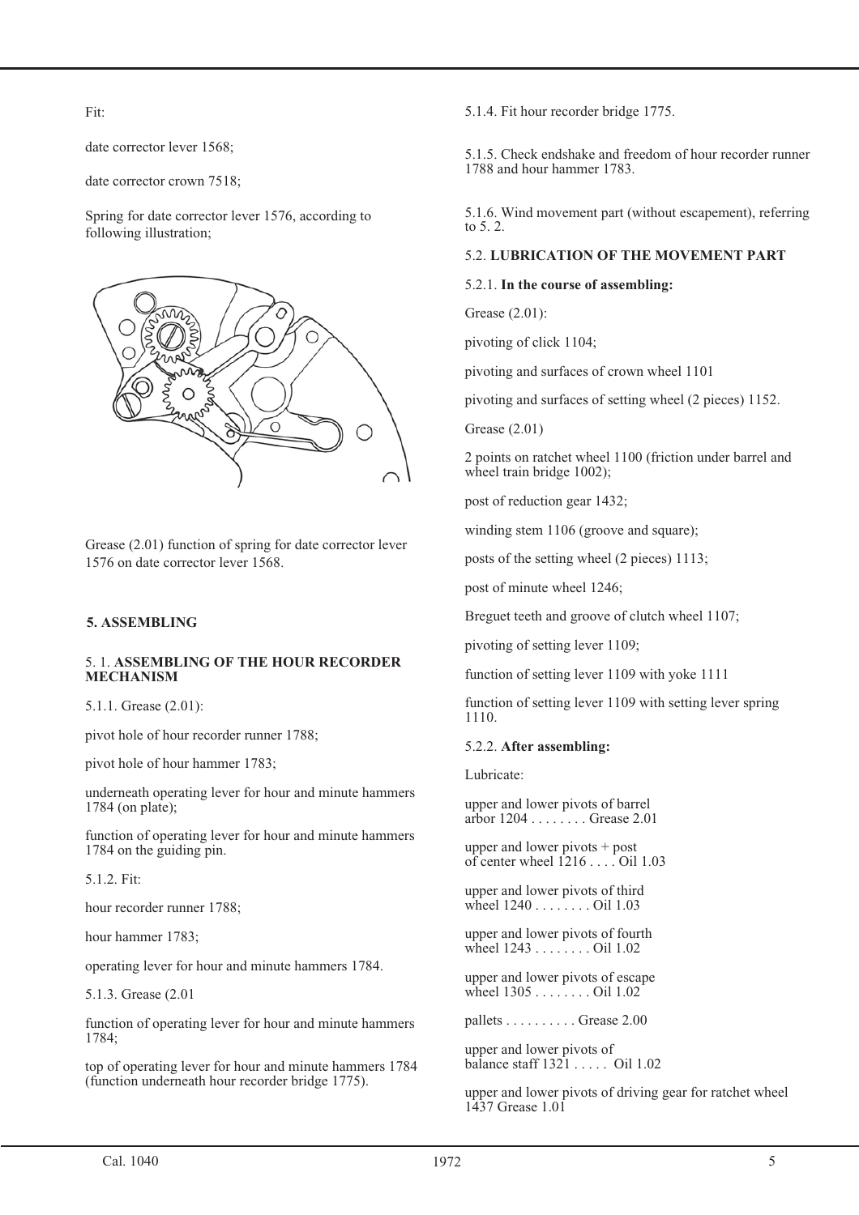Fit:

date corrector lever 1568;

date corrector crown 7518;

Spring for date corrector lever 1576, according to following illustration;

Grease (2.01) function of spring for date corrector lever 1576 on date corrector lever 1568.

## 5. ASSEMBLING

### 5. 1. ASSEMBLING OF THE HOUR RECORDER MECHANISM

5.1.1. Grease (2.01):

pivot hole of hour recorder runner 1788;

pivot hole of hour hammer 1783;

underneath operating lever for hour and minute hammers 1784 (on plate);

function of operating lever for hour and minute hammers 1784 on the guiding pin.

5.1.2. Fit:

hour recorder runner 1788;

hour hammer 1783;

operating lever for hour and minute hammers 1784.

5.1.3. Grease (2.01

function of operating lever for hour and minute hammers 1784;

top of operating lever for hour and minute hammers 1784 (function underneath hour recorder bridge 1775).

5.1.4. Fit hour recorder bridge 1775.

5.1.5. Check endshake and freedom of hour recorder runner 1788 and hour hammer 1783.

5.1.6. Wind movement part (without escapement), referring to 5. 2.

### 5.2. LUBRICATION OF THE MOVEMENT PART

5.2.1. **In the course of assembling:**

Grease (2.01):

pivoting of click 1104;

pivoting and surfaces of crown wheel 1101

pivoting and surfaces of setting wheel (2 pieces) 1152.

Grease (2.01)

2 points on ratchet wheel 1100 (friction under barrel and wheel train bridge 1002);

post of reduction gear 1432;

winding stem 1106 (groove and square);

posts of the setting wheel (2 pieces) 1113;

post of minute wheel 1246;

Breguet teeth and groove of clutch wheel 1107;

pivoting of setting lever 1109;

function of setting lever 1109 with yoke 1111

function of setting lever 1109 with setting lever spring 1110.

5.2.2. **After assembling:**

Lubricate:

upper and lower pivots of barrel arbor 1204 . . . . . . . . Grease 2.01

upper and lower pivots + post of center wheel 1216 . . . . Oil 1.03

upper and lower pivots of third wheel 1240 . . . . . . . . Oil 1.03

upper and lower pivots of fourth wheel 1243 . . . . . . . . Oil 1.02

upper and lower pivots of escape wheel 1305 . . . . . . . . Oil 1.02

pallets . . . . . . . . . . Grease 2.00

upper and lower pivots of balance staff 1321 . . . . . Oil 1.02

upper and lower pivots of driving gear for ratchet wheel 1437 Grease 1.01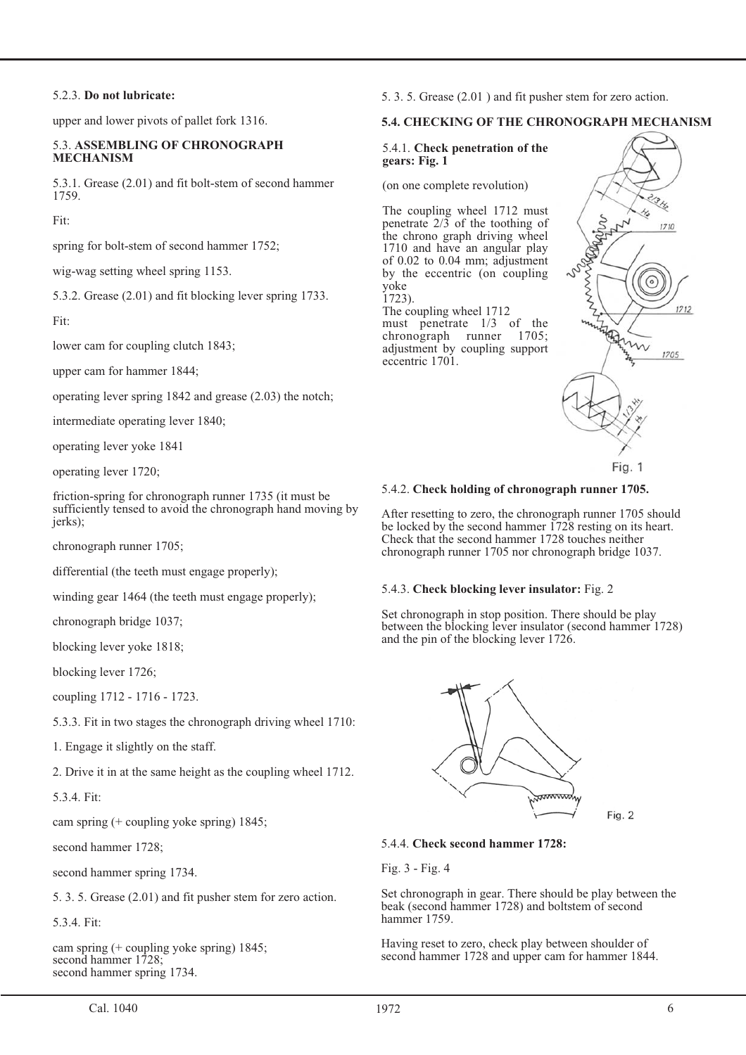5.2.3. **Do not lubricate:**

upper and lower pivots of pallet fork 1316.

5.3. **ASSEMBLING OF CHRONOGRAPH MECHANISM**

5.3.1. Grease (2.01) and fit bolt-stem of second hammer 1759.

Fit:

spring for bolt-stem of second hammer 1752;

wig-wag setting wheel spring 1153.

5.3.2. Grease (2.01) and fit blocking lever spring 1733.

Fit:

lower cam for coupling clutch 1843;

upper cam for hammer 1844;

operating lever spring 1842 and grease (2.03) the notch;

intermediate operating lever 1840;

operating lever yoke 1841

operating lever 1720;

friction-spring for chronograph runner 1735 (it must be sufficiently tensed to avoid the chronograph hand moving by jerks);

chronograph runner 1705;

differential (the teeth must engage properly);

winding gear 1464 (the teeth must engage properly);

chronograph bridge 1037;

blocking lever yoke 1818;

blocking lever 1726;

coupling 1712 - 1716 - 1723.

5.3.3. Fit in two stages the chronograph driving wheel 1710:

1. Engage it slightly on the staff.

2. Drive it in at the same height as the coupling wheel 1712.

5.3.4. Fit:

cam spring (+ coupling yoke spring) 1845;

second hammer 1728;

second hammer spring 1734.

5. 3. 5. Grease (2.01) and fit pusher stem for zero action.

5.3.4. Fit:

cam spring (+ coupling yoke spring) 1845;
second hammer 1728;
second hammer spring 1734.

5. 3. 5. Grease (2.01 ) and fit pusher stem for zero action.

**5.4. CHECKING OF THE CHRONOGRAPH MECHANISM**

5.4.1. **Check penetration of the gears: Fig. 1**

(on one complete revolution)

The coupling wheel 1712 must penetrate 2/3 of the toothing of the chrono graph driving wheel 1710 and have an angular play of 0.02 to 0.04 mm; adjustment by the eccentric (on coupling yoke 1723).
The coupling wheel 1712 must penetrate 1/3 of the chronograph runner 1705; adjustment by coupling support eccentric 1701.

Fig. 1

5.4.2. **Check holding of chronograph runner 1705.**

After resetting to zero, the chronograph runner 1705 should be locked by the second hammer 1728 resting on its heart. Check that the second hammer 1728 touches neither chronograph runner 1705 nor chronograph bridge 1037.

5.4.3. **Check blocking lever insulator:** Fig. 2

Set chronograph in stop position. There should be play between the blocking lever insulator (second hammer 1728) and the pin of the blocking lever 1726.

Fig. 2

5.4.4. **Check second hammer 1728:**

Fig. 3 - Fig. 4

Set chronograph in gear. There should be play between the beak (second hammer 1728) and boltstem of second hammer 1759.

Having reset to zero, check play between shoulder of second hammer 1728 and upper cam for hammer 1844.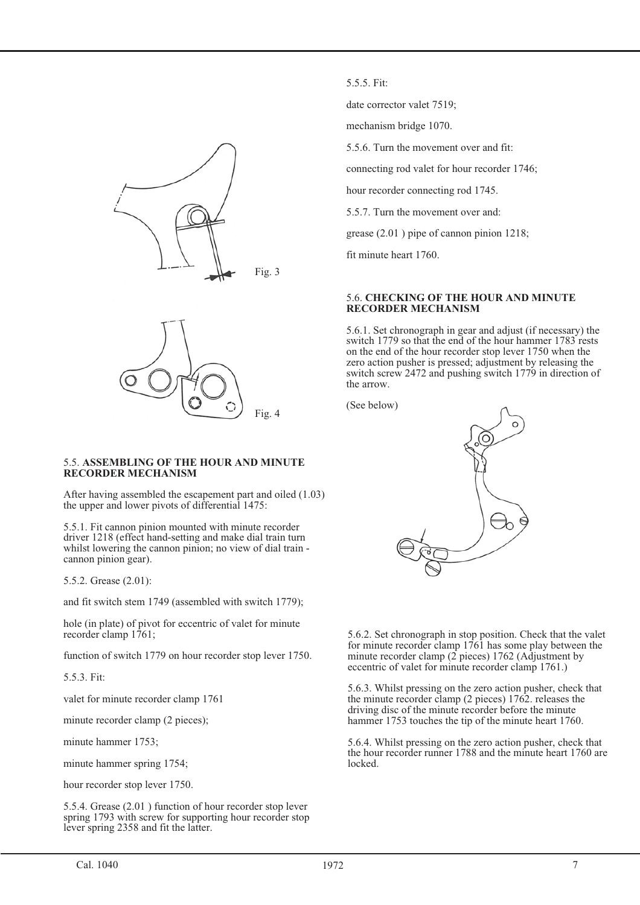Fig. 3

Fig. 4

### 5.5. ASSEMBLING OF THE HOUR AND MINUTE RECORDER MECHANISM

After having assembled the escapement part and oiled (1.03) the upper and lower pivots of differential 1475:

5.5.1. Fit cannon pinion mounted with minute recorder driver 1218 (effect hand-setting and make dial train turn whilst lowering the cannon pinion; no view of dial train - cannon pinion gear).

5.5.2. Grease (2.01):

and fit switch stem 1749 (assembled with switch 1779);

hole (in plate) of pivot for eccentric of valet for minute recorder clamp 1761;

function of switch 1779 on hour recorder stop lever 1750.

5.5.3. Fit:

valet for minute recorder clamp 1761

minute recorder clamp (2 pieces);

minute hammer 1753;

minute hammer spring 1754;

hour recorder stop lever 1750.

5.5.4. Grease (2.01 ) function of hour recorder stop lever spring 1793 with screw for supporting hour recorder stop lever spring 2358 and fit the latter.

5.5.5. Fit:

date corrector valet 7519;

mechanism bridge 1070.

5.5.6. Turn the movement over and fit:

connecting rod valet for hour recorder 1746;

hour recorder connecting rod 1745.

5.5.7. Turn the movement over and:

grease (2.01 ) pipe of cannon pinion 1218;

fit minute heart 1760.

### 5.6. CHECKING OF THE HOUR AND MINUTE RECORDER MECHANISM

5.6.1. Set chronograph in gear and adjust (if necessary) the switch 1779 so that the end of the hour hammer 1783 rests on the end of the hour recorder stop lever 1750 when the zero action pusher is pressed; adjustment by releasing the switch screw 2472 and pushing switch 1779 in direction of the arrow.

(See below)

5.6.2. Set chronograph in stop position. Check that the valet for minute recorder clamp 1761 has some play between the minute recorder clamp (2 pieces) 1762 (Adjustment by eccentric of valet for minute recorder clamp 1761.)

5.6.3. Whilst pressing on the zero action pusher, check that the minute recorder clamp (2 pieces) 1762. releases the driving disc of the minute recorder before the minute hammer 1753 touches the tip of the minute heart 1760.

5.6.4. Whilst pressing on the zero action pusher, check that the hour recorder runner 1788 and the minute heart 1760 are locked.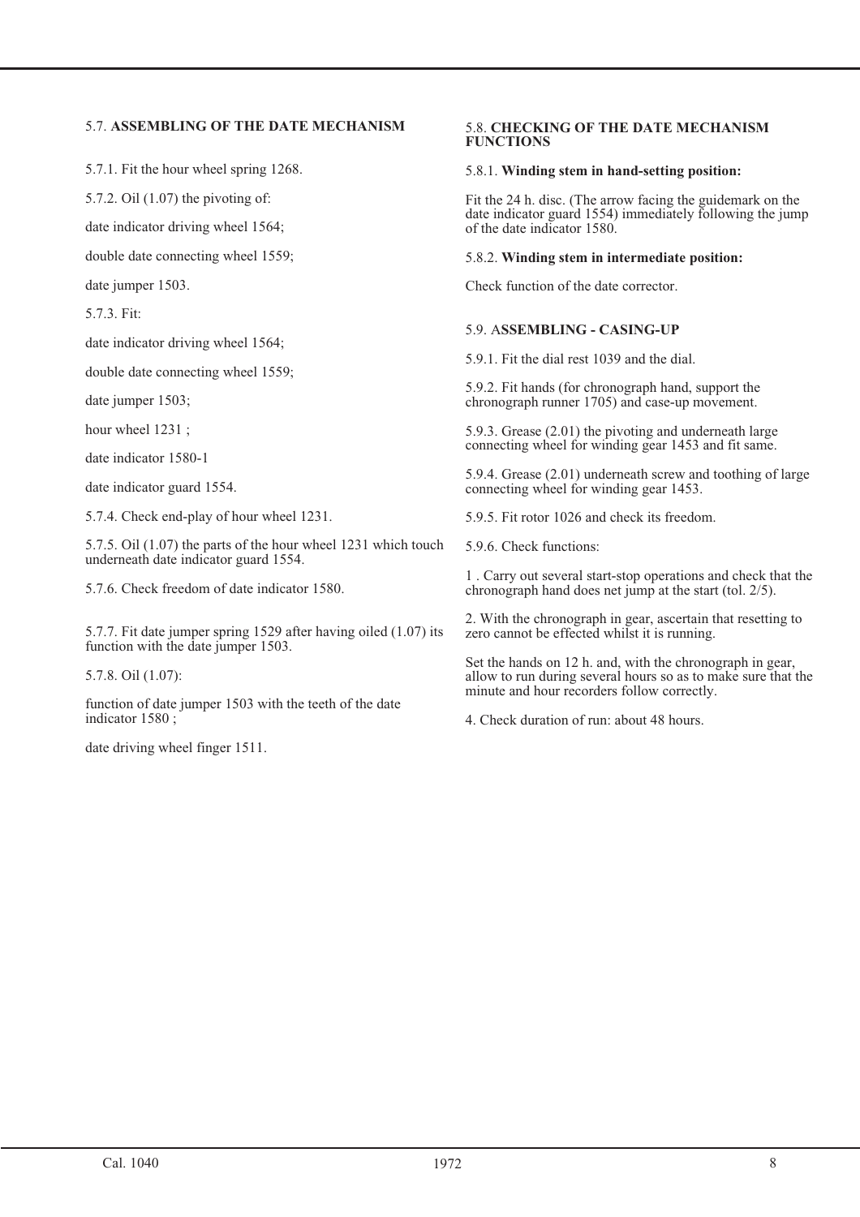## 5.7. ASSEMBLING OF THE DATE MECHANISM

5.7.1. Fit the hour wheel spring 1268.

5.7.2. Oil (1.07) the pivoting of:

date indicator driving wheel 1564;

double date connecting wheel 1559;

date jumper 1503.

5.7.3. Fit:

date indicator driving wheel 1564;

double date connecting wheel 1559;

date jumper 1503;

hour wheel 1231 ;

date indicator 1580-1

date indicator guard 1554.

5.7.4. Check end-play of hour wheel 1231.

5.7.5. Oil (1.07) the parts of the hour wheel 1231 which touch underneath date indicator guard 1554.

5.7.6. Check freedom of date indicator 1580.

5.7.7. Fit date jumper spring 1529 after having oiled (1.07) its function with the date jumper 1503.

5.7.8. Oil (1.07):

function of date jumper 1503 with the teeth of the date indicator 1580 ;

date driving wheel finger 1511.

## 5.8. CHECKING OF THE DATE MECHANISM FUNCTIONS

5.8.1. **Winding stem in hand-setting position:**

Fit the 24 h. disc. (The arrow facing the guidemark on the date indicator guard 1554) immediately following the jump of the date indicator 1580.

5.8.2. **Winding stem in intermediate position:**

Check function of the date corrector.

## 5.9. ASSEMBLING - CASING-UP

5.9.1. Fit the dial rest 1039 and the dial.

5.9.2. Fit hands (for chronograph hand, support the chronograph runner 1705) and case-up movement.

5.9.3. Grease (2.01) the pivoting and underneath large connecting wheel for winding gear 1453 and fit same.

5.9.4. Grease (2.01) underneath screw and toothing of large connecting wheel for winding gear 1453.

5.9.5. Fit rotor 1026 and check its freedom.

5.9.6. Check functions:

1 . Carry out several start-stop operations and check that the chronograph hand does net jump at the start (tol. 2/5).

2. With the chronograph in gear, ascertain that resetting to zero cannot be effected whilst it is running.

Set the hands on 12 h. and, with the chronograph in gear, allow to run during several hours so as to make sure that the minute and hour recorders follow correctly.

4. Check duration of run: about 48 hours.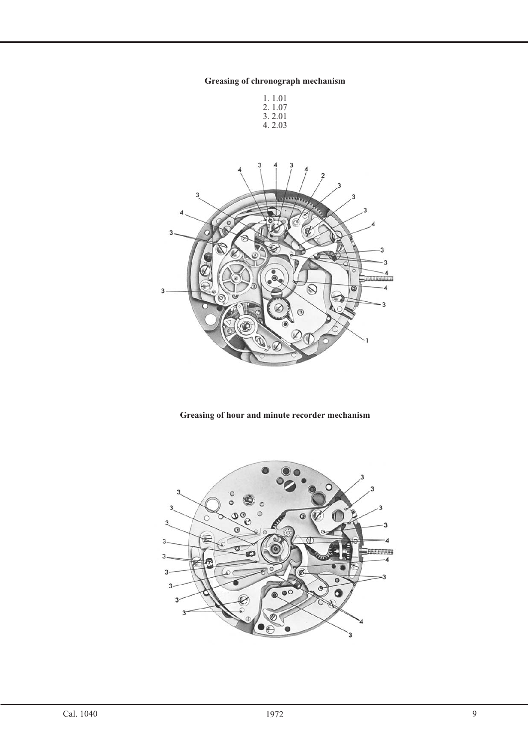**Greasing of chronograph mechanism**

1. 1.01
2. 1.07
3. 2.01
4. 2.03

**Greasing of hour and minute recorder mechanism**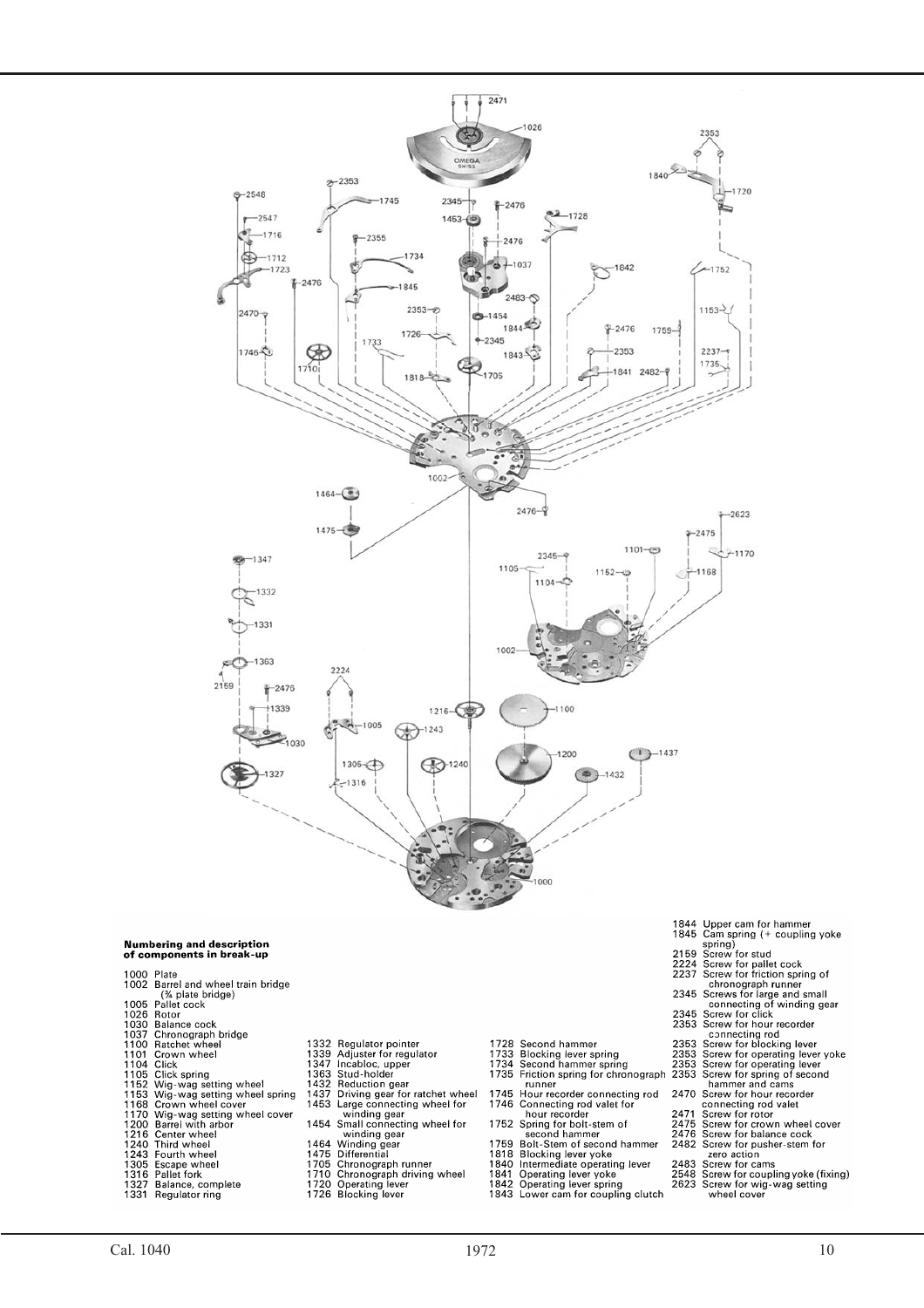**Numbering and description of components in break-up**

1000 Plate
1002 Barrel and wheel train bridge (¾ plate bridge)
1005 Pallet cock
1026 Rotor
1030 Balance cock
1037 Chronograph bridge
1100 Ratchet wheel
1101 Crown wheel
1104 Click
1105 Click spring
1152 Wig-wag setting wheel
1153 Wig-wag setting wheel spring
1168 Crown wheel cover
1170 Wig-wag setting wheel cover
1200 Barrel with arbor
1216 Center wheel
1240 Third wheel
1243 Fourth wheel
1305 Escape wheel
1316 Pallet fork
1327 Balance, complete
1331 Regulator ring
1332 Regulator pointer
1339 Adjuster for regulator
1347 Incabloc, upper
1363 Stud-holder
1432 Reduction gear
1437 Driving gear for ratchet wheel
1453 Large connecting wheel for winding gear
1454 Small connecting wheel for winding gear
1464 Winding gear
1475 Differential
1705 Chronograph runner
1710 Chronograph driving wheel
1720 Operating lever
1726 Blocking lever
1728 Second hammer
1733 Blocking lever spring
1734 Second hammer spring
1735 Friction spring for chronograph runner
1745 Hour recorder connecting rod
1746 Connecting rod valet for hour recorder
1752 Spring for bolt-stem of second hammer
1759 Bolt-Stem of second hammer
1818 Blocking lever yoke
1840 Intermediate operating lever
1841 Operating lever yoke
1842 Operating lever spring
1843 Lower cam for coupling clutch
1844 Upper cam for hammer
1845 Cam spring (+ coupling yoke spring)
2159 Screw for stud
2224 Screw for pallet cock
2237 Screw for friction spring of chronograph runner
2345 Screws for large and small connecting of winding gear
2345 Screw for click
2353 Screw for hour recorder connecting rod
2353 Screw for blocking lever
2353 Screw for operating lever yoke
2353 Screw for operating lever
2353 Screw for spring of second hammer and cams
2470 Screw for hour recorder connecting rod valet
2471 Screw for rotor
2475 Screw for crown wheel cover
2476 Screw for balance cock
2482 Screw for pusher-stem for zero action
2483 Screw for cams
2548 Screw for coupling yoke (fixing)
2623 Screw for wig-wag setting wheel cover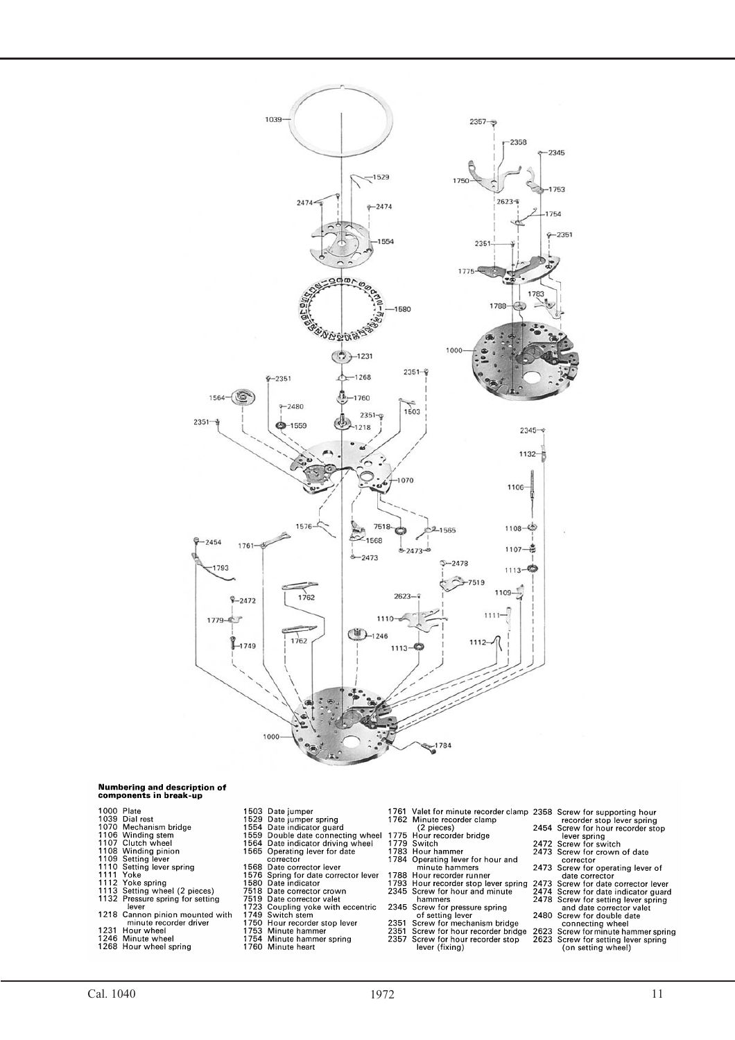**Numbering and description of components in break-up**

1000 Plate
1039 Dial rest
1070 Mechanism bridge
1106 Winding stem
1107 Clutch wheel
1108 Winding pinion
1109 Setting lever
1110 Setting lever spring
1111 Yoke
1112 Yoke spring
1113 Setting wheel (2 pieces)
1132 Pressure spring for setting lever
1218 Cannon pinion mounted with minute recorder driver
1231 Hour wheel
1246 Minute wheel
1268 Hour wheel spring
1503 Date jumper
1529 Date jumper spring
1554 Date indicator guard
1559 Double date connecting wheel
1564 Date indicator driving wheel
1565 Operating lever for date corrector
1568 Date corrector lever
1576 Spring for date corrector lever
1580 Date indicator
7518 Date corrector crown
7519 Date corrector valet
1723 Coupling yoke with eccentric
1749 Switch stem
1750 Hour recorder stop lever
1753 Minute hammer
1754 Minute hammer spring
1760 Minute heart
1761 Valet for minute recorder clamp
1762 Minute recorder clamp (2 pieces)
1775 Hour recorder bridge
1779 Switch
1783 Hour hammer
1784 Operating lever for hour and minute hammers
1788 Hour recorder runner
1793 Hour recorder stop lever spring
2345 Screw for hour and minute hammers
2345 Screw for pressure spring of setting lever
2351 Screw for mechanism bridge
2351 Screw for hour recorder bridge
2357 Screw for hour recorder stop lever (fixing)
2358 Screw for supporting hour recorder stop lever spring
2454 Screw for hour recorder stop lever spring
2472 Screw for switch
2473 Screw for crown of date corrector
2473 Screw for operating lever of date corrector
2473 Screw for date corrector lever
2474 Screw for date indicator guard
2478 Screw for setting lever spring and date corrector valet
2480 Screw for double date connecting wheel
2623 Screw for minute hammer spring
2623 Screw for setting lever spring (on setting wheel)

Cal. 1040 1972